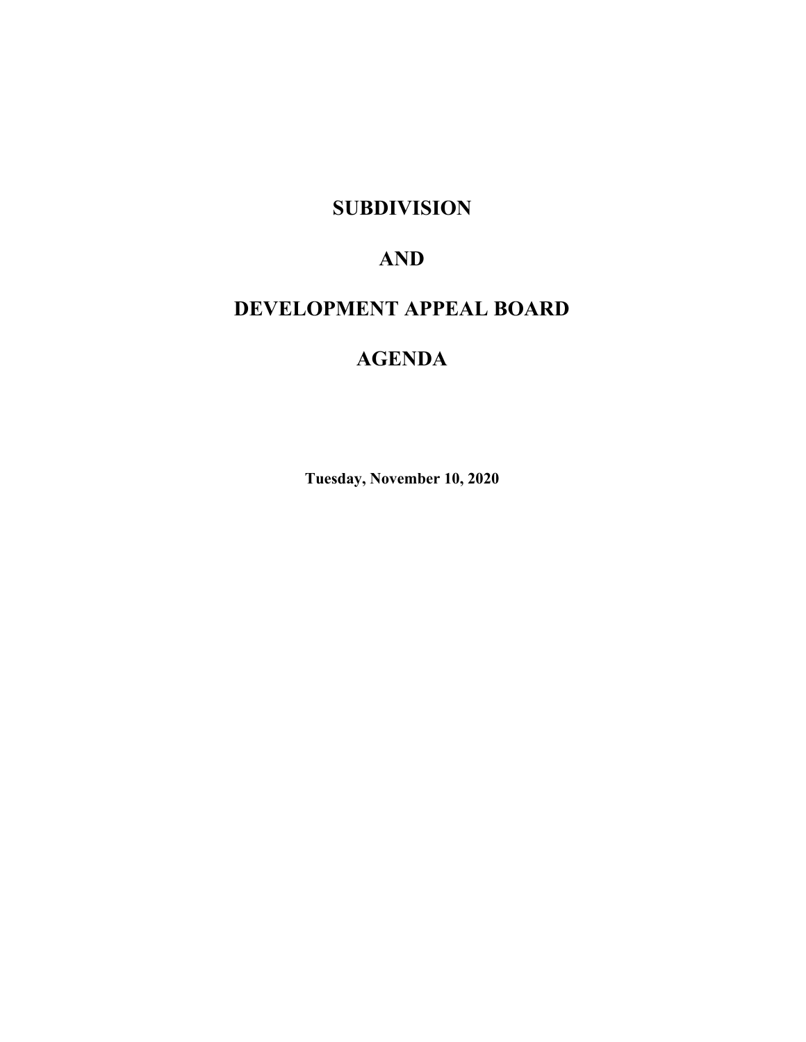# SUBDIVISION

# AND

# DEVELOPMENT APPEAL BOARD

# AGENDA

**Tuesday, November 10, 2020**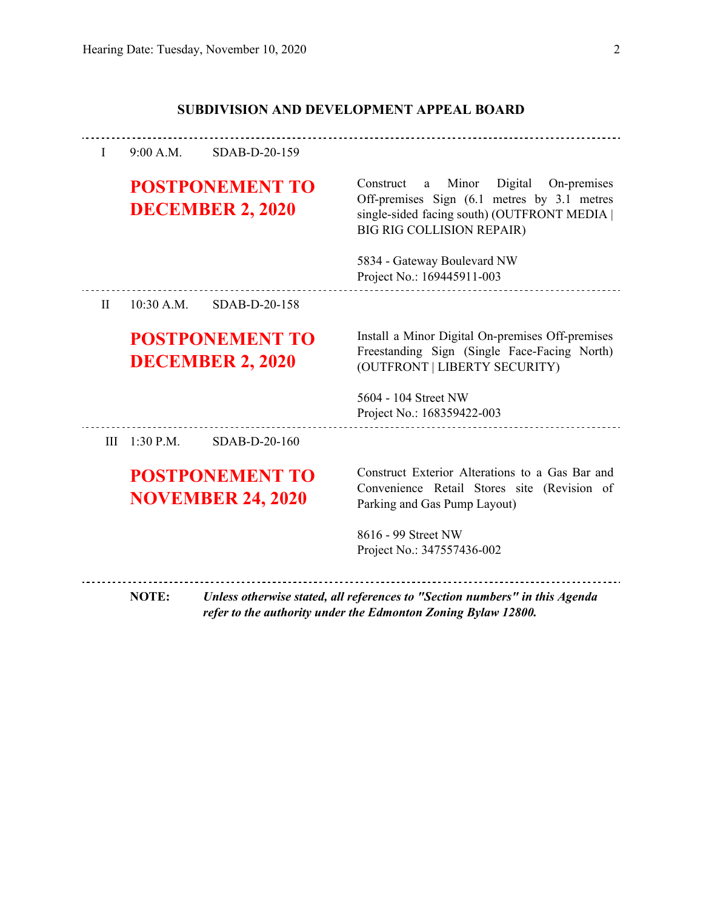## SUBDIVISION AND DEVELOPMENT APPEAL BOARD

---

I 9:00 A.M. SDAB-D-20-159

**POSTPONEMENT TO DECEMBER 2, 2020**

Construct a Minor Digital On-premises Off-premises Sign (6.1 metres by 3.1 metres single-sided facing south) (OUTFRONT MEDIA | BIG RIG COLLISION REPAIR)

5834 - Gateway Boulevard NW
Project No.: 169445911-003

---

II 10:30 A.M. SDAB-D-20-158

**POSTPONEMENT TO DECEMBER 2, 2020**

Install a Minor Digital On-premises Off-premises Freestanding Sign (Single Face-Facing North) (OUTFRONT | LIBERTY SECURITY)

5604 - 104 Street NW
Project No.: 168359422-003

---

III 1:30 P.M. SDAB-D-20-160

**POSTPONEMENT TO NOVEMBER 24, 2020**

Construct Exterior Alterations to a Gas Bar and Convenience Retail Stores site (Revision of Parking and Gas Pump Layout)

8616 - 99 Street NW
Project No.: 347557436-002

---

**NOTE:** ***Unless otherwise stated, all references to "Section numbers" in this Agenda refer to the authority under the Edmonton Zoning Bylaw 12800.***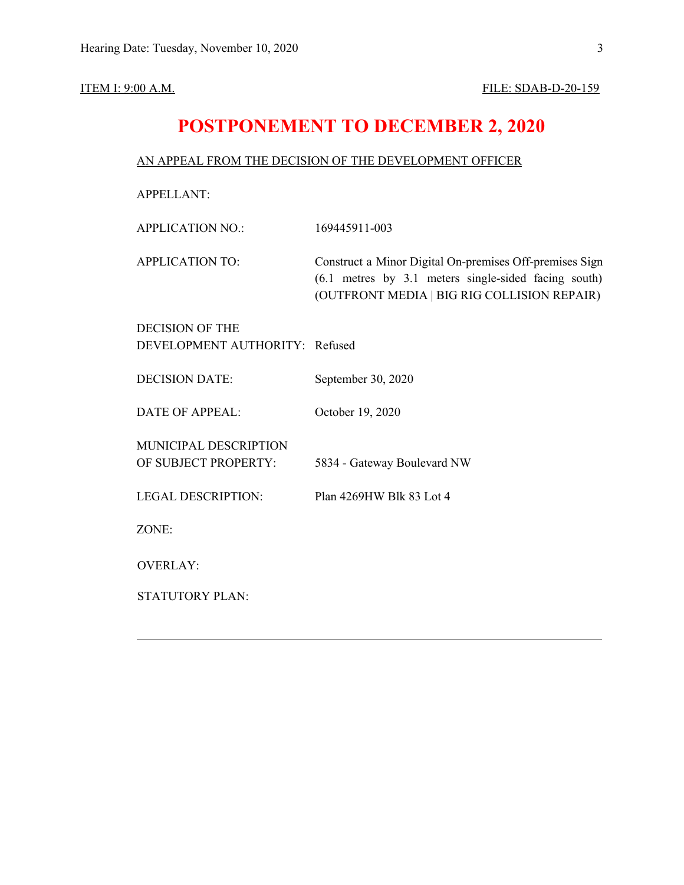ITEM I: 9:00 A.M. FILE: SDAB-D-20-159

# POSTPONEMENT TO DECEMBER 2, 2020

AN APPEAL FROM THE DECISION OF THE DEVELOPMENT OFFICER

| | |
|---|---|
| APPELLANT: | |
| APPLICATION NO.: | 169445911-003 |
| APPLICATION TO: | Construct a Minor Digital On-premises Off-premises Sign (6.1 metres by 3.1 meters single-sided facing south) (OUTFRONT MEDIA \| BIG RIG COLLISION REPAIR) |
| DECISION OF THE DEVELOPMENT AUTHORITY: | Refused |
| DECISION DATE: | September 30, 2020 |
| DATE OF APPEAL: | October 19, 2020 |
| MUNICIPAL DESCRIPTION OF SUBJECT PROPERTY: | 5834 - Gateway Boulevard NW |
| LEGAL DESCRIPTION: | Plan 4269HW Blk 83 Lot 4 |
| ZONE: | |
| OVERLAY: | |
| STATUTORY PLAN: | |

---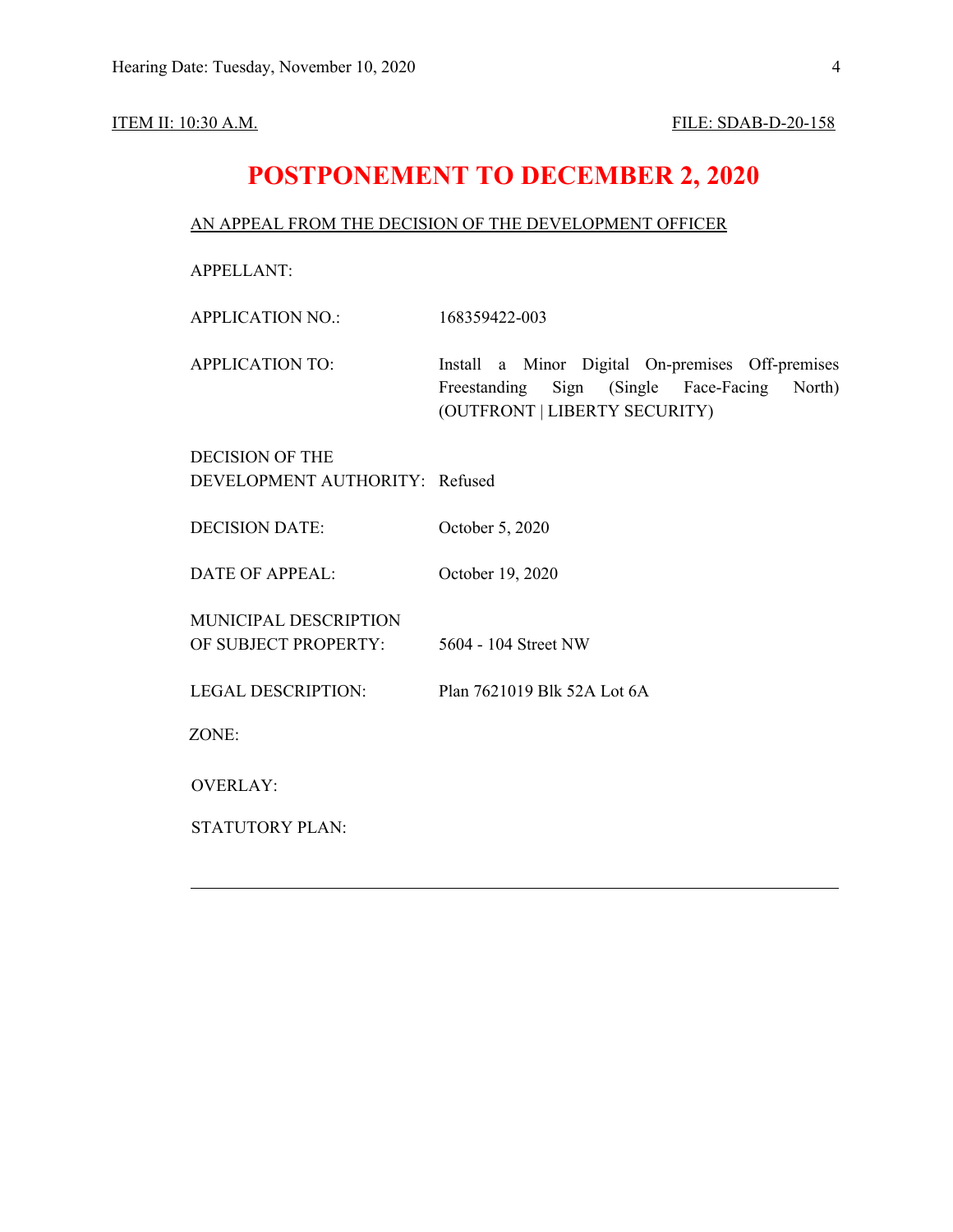ITEM II: 10:30 A.M. FILE: SDAB-D-20-158

# POSTPONEMENT TO DECEMBER 2, 2020

AN APPEAL FROM THE DECISION OF THE DEVELOPMENT OFFICER

APPELLANT:

APPLICATION NO.: 168359422-003

APPLICATION TO: Install a Minor Digital On-premises Off-premises Freestanding Sign (Single Face-Facing North) (OUTFRONT | LIBERTY SECURITY)

DECISION OF THE DEVELOPMENT AUTHORITY: Refused

DECISION DATE: October 5, 2020

DATE OF APPEAL: October 19, 2020

MUNICIPAL DESCRIPTION OF SUBJECT PROPERTY: 5604 - 104 Street NW

LEGAL DESCRIPTION: Plan 7621019 Blk 52A Lot 6A

ZONE:

OVERLAY:

STATUTORY PLAN:

---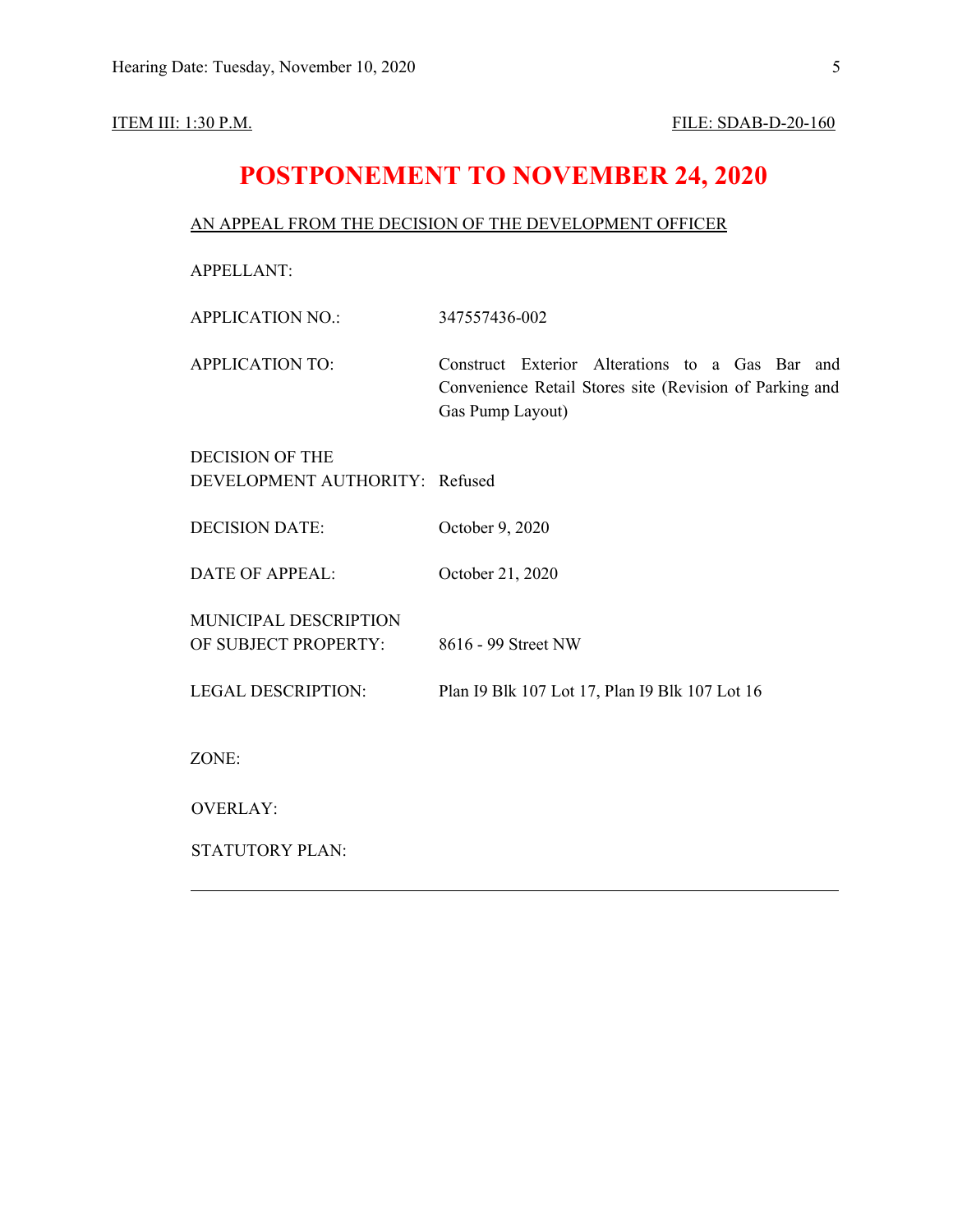ITEM III: 1:30 P.M. FILE: SDAB-D-20-160

# POSTPONEMENT TO NOVEMBER 24, 2020

AN APPEAL FROM THE DECISION OF THE DEVELOPMENT OFFICER

| | |
|---|---|
| APPELLANT: | |
| APPLICATION NO.: | 347557436-002 |
| APPLICATION TO: | Construct Exterior Alterations to a Gas Bar and Convenience Retail Stores site (Revision of Parking and Gas Pump Layout) |
| DECISION OF THE DEVELOPMENT AUTHORITY: | Refused |
| DECISION DATE: | October 9, 2020 |
| DATE OF APPEAL: | October 21, 2020 |
| MUNICIPAL DESCRIPTION OF SUBJECT PROPERTY: | 8616 - 99 Street NW |
| LEGAL DESCRIPTION: | Plan I9 Blk 107 Lot 17, Plan I9 Blk 107 Lot 16 |
| ZONE: | |
| OVERLAY: | |
| STATUTORY PLAN: | |

---